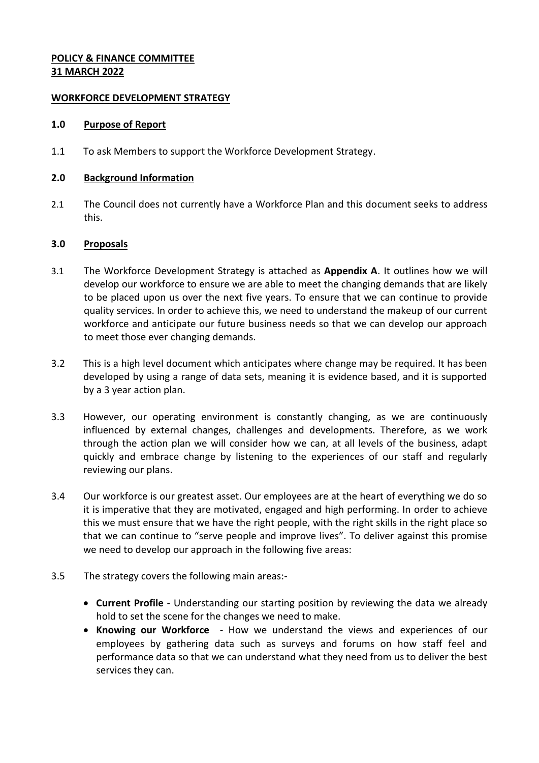**POLICY & FINANCE COMMITTEE**
**31 MARCH 2022**

**WORKFORCE DEVELOPMENT STRATEGY**

## 1.0 Purpose of Report

1.1 To ask Members to support the Workforce Development Strategy.

## 2.0 Background Information

2.1 The Council does not currently have a Workforce Plan and this document seeks to address this.

## 3.0 Proposals

3.1 The Workforce Development Strategy is attached as **Appendix A**. It outlines how we will develop our workforce to ensure we are able to meet the changing demands that are likely to be placed upon us over the next five years. To ensure that we can continue to provide quality services. In order to achieve this, we need to understand the makeup of our current workforce and anticipate our future business needs so that we can develop our approach to meet those ever changing demands.

3.2 This is a high level document which anticipates where change may be required. It has been developed by using a range of data sets, meaning it is evidence based, and it is supported by a 3 year action plan.

3.3 However, our operating environment is constantly changing, as we are continuously influenced by external changes, challenges and developments. Therefore, as we work through the action plan we will consider how we can, at all levels of the business, adapt quickly and embrace change by listening to the experiences of our staff and regularly reviewing our plans.

3.4 Our workforce is our greatest asset. Our employees are at the heart of everything we do so it is imperative that they are motivated, engaged and high performing. In order to achieve this we must ensure that we have the right people, with the right skills in the right place so that we can continue to "serve people and improve lives". To deliver against this promise we need to develop our approach in the following five areas:

3.5 The strategy covers the following main areas:-

- **Current Profile** - Understanding our starting position by reviewing the data we already hold to set the scene for the changes we need to make.
- **Knowing our Workforce** - How we understand the views and experiences of our employees by gathering data such as surveys and forums on how staff feel and performance data so that we can understand what they need from us to deliver the best services they can.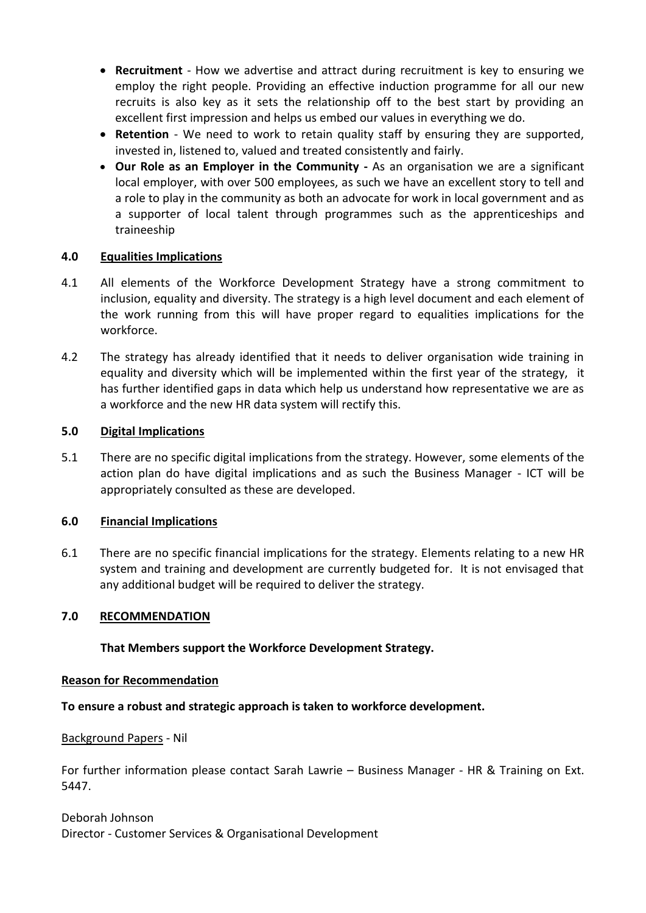- **Recruitment** - How we advertise and attract during recruitment is key to ensuring we employ the right people. Providing an effective induction programme for all our new recruits is also key as it sets the relationship off to the best start by providing an excellent first impression and helps us embed our values in everything we do.
- **Retention** - We need to work to retain quality staff by ensuring they are supported, invested in, listened to, valued and treated consistently and fairly.
- **Our Role as an Employer in the Community -** As an organisation we are a significant local employer, with over 500 employees, as such we have an excellent story to tell and a role to play in the community as both an advocate for work in local government and as a supporter of local talent through programmes such as the apprenticeships and traineeship

## 4.0 Equalities Implications

4.1 All elements of the Workforce Development Strategy have a strong commitment to inclusion, equality and diversity. The strategy is a high level document and each element of the work running from this will have proper regard to equalities implications for the workforce.

4.2 The strategy has already identified that it needs to deliver organisation wide training in equality and diversity which will be implemented within the first year of the strategy, it has further identified gaps in data which help us understand how representative we are as a workforce and the new HR data system will rectify this.

## 5.0 Digital Implications

5.1 There are no specific digital implications from the strategy. However, some elements of the action plan do have digital implications and as such the Business Manager - ICT will be appropriately consulted as these are developed.

## 6.0 Financial Implications

6.1 There are no specific financial implications for the strategy. Elements relating to a new HR system and training and development are currently budgeted for. It is not envisaged that any additional budget will be required to deliver the strategy.

## 7.0 RECOMMENDATION

**That Members support the Workforce Development Strategy.**

**Reason for Recommendation**

**To ensure a robust and strategic approach is taken to workforce development.**

Background Papers - Nil

For further information please contact Sarah Lawrie – Business Manager - HR & Training on Ext. 5447.

Deborah Johnson
Director - Customer Services & Organisational Development